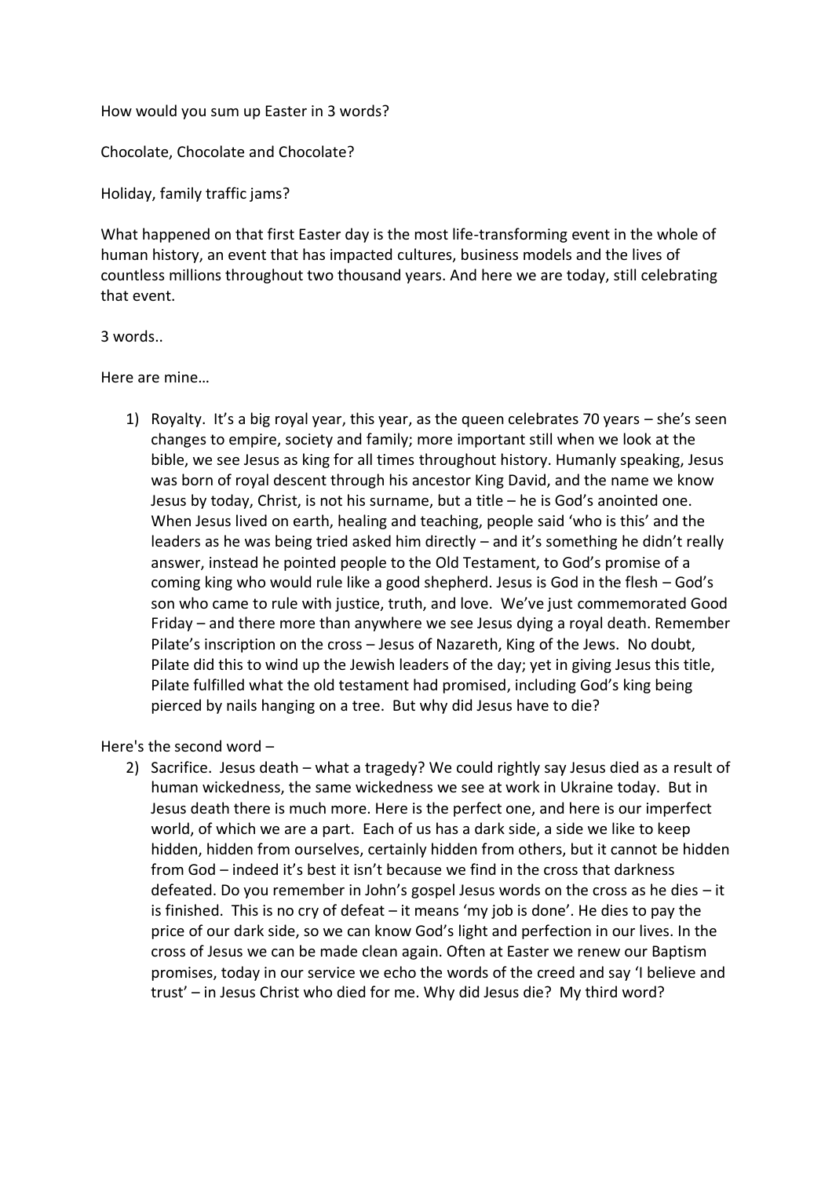How would you sum up Easter in 3 words?

Chocolate, Chocolate and Chocolate?

Holiday, family traffic jams?

What happened on that first Easter day is the most life-transforming event in the whole of human history, an event that has impacted cultures, business models and the lives of countless millions throughout two thousand years. And here we are today, still celebrating that event.

3 words..

Here are mine…

1) Royalty. It's a big royal year, this year, as the queen celebrates 70 years – she's seen changes to empire, society and family; more important still when we look at the bible, we see Jesus as king for all times throughout history. Humanly speaking, Jesus was born of royal descent through his ancestor King David, and the name we know Jesus by today, Christ, is not his surname, but a title – he is God's anointed one. When Jesus lived on earth, healing and teaching, people said 'who is this' and the leaders as he was being tried asked him directly – and it's something he didn't really answer, instead he pointed people to the Old Testament, to God's promise of a coming king who would rule like a good shepherd. Jesus is God in the flesh – God's son who came to rule with justice, truth, and love. We've just commemorated Good Friday – and there more than anywhere we see Jesus dying a royal death. Remember Pilate's inscription on the cross – Jesus of Nazareth, King of the Jews. No doubt, Pilate did this to wind up the Jewish leaders of the day; yet in giving Jesus this title, Pilate fulfilled what the old testament had promised, including God's king being pierced by nails hanging on a tree. But why did Jesus have to die?

Here's the second word –

2) Sacrifice. Jesus death – what a tragedy? We could rightly say Jesus died as a result of human wickedness, the same wickedness we see at work in Ukraine today. But in Jesus death there is much more. Here is the perfect one, and here is our imperfect world, of which we are a part. Each of us has a dark side, a side we like to keep hidden, hidden from ourselves, certainly hidden from others, but it cannot be hidden from God – indeed it's best it isn't because we find in the cross that darkness defeated. Do you remember in John's gospel Jesus words on the cross as he dies – it is finished. This is no cry of defeat – it means 'my job is done'. He dies to pay the price of our dark side, so we can know God's light and perfection in our lives. In the cross of Jesus we can be made clean again. Often at Easter we renew our Baptism promises, today in our service we echo the words of the creed and say 'I believe and trust' – in Jesus Christ who died for me. Why did Jesus die? My third word?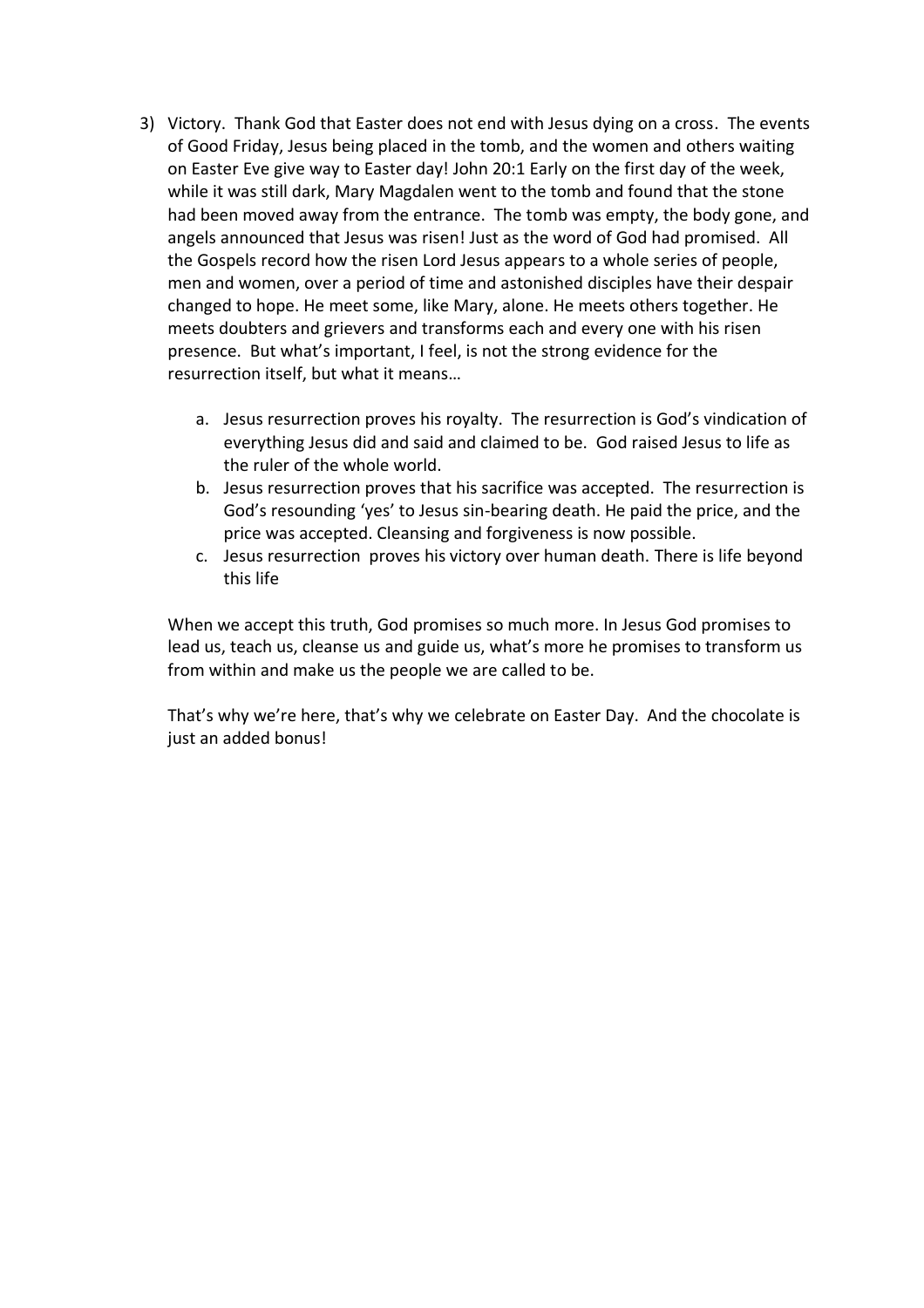3) Victory. Thank God that Easter does not end with Jesus dying on a cross. The events of Good Friday, Jesus being placed in the tomb, and the women and others waiting on Easter Eve give way to Easter day! John 20:1 Early on the first day of the week, while it was still dark, Mary Magdalen went to the tomb and found that the stone had been moved away from the entrance. The tomb was empty, the body gone, and angels announced that Jesus was risen! Just as the word of God had promised. All the Gospels record how the risen Lord Jesus appears to a whole series of people, men and women, over a period of time and astonished disciples have their despair changed to hope. He meet some, like Mary, alone. He meets others together. He meets doubters and grievers and transforms each and every one with his risen presence. But what's important, I feel, is not the strong evidence for the resurrection itself, but what it means…

    a. Jesus resurrection proves his royalty. The resurrection is God's vindication of everything Jesus did and said and claimed to be. God raised Jesus to life as the ruler of the whole world.
    b. Jesus resurrection proves that his sacrifice was accepted. The resurrection is God's resounding 'yes' to Jesus sin-bearing death. He paid the price, and the price was accepted. Cleansing and forgiveness is now possible.
    c. Jesus resurrection proves his victory over human death. There is life beyond this life

    When we accept this truth, God promises so much more. In Jesus God promises to lead us, teach us, cleanse us and guide us, what's more he promises to transform us from within and make us the people we are called to be.

    That's why we're here, that's why we celebrate on Easter Day. And the chocolate is just an added bonus!